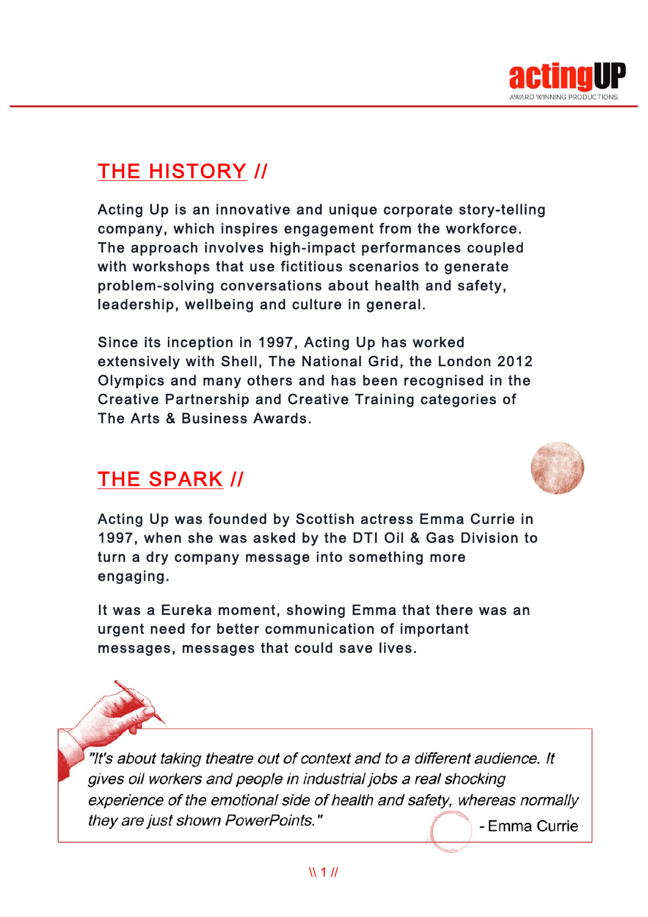## THE HISTORY //

Acting Up is an innovative and unique corporate story-telling company, which inspires engagement from the workforce. The approach involves high-impact performances coupled with workshops that use fictitious scenarios to generate problem-solving conversations about health and safety, leadership, wellbeing and culture in general.

Since its inception in 1997, Acting Up has worked extensively with Shell, The National Grid, the London 2012 Olympics and many others and has been recognised in the Creative Partnership and Creative Training categories of The Arts & Business Awards.

## THE SPARK //

Acting Up was founded by Scottish actress Emma Currie in 1997, when she was asked by the DTI Oil & Gas Division to turn a dry company message into something more engaging.

It was a Eureka moment, showing Emma that there was an urgent need for better communication of important messages, messages that could save lives.

> *"It's about taking theatre out of context and to a different audience. It gives oil workers and people in industrial jobs a real shocking experience of the emotional side of health and safety, whereas normally they are just shown PowerPoints."*
>
> \- Emma Currie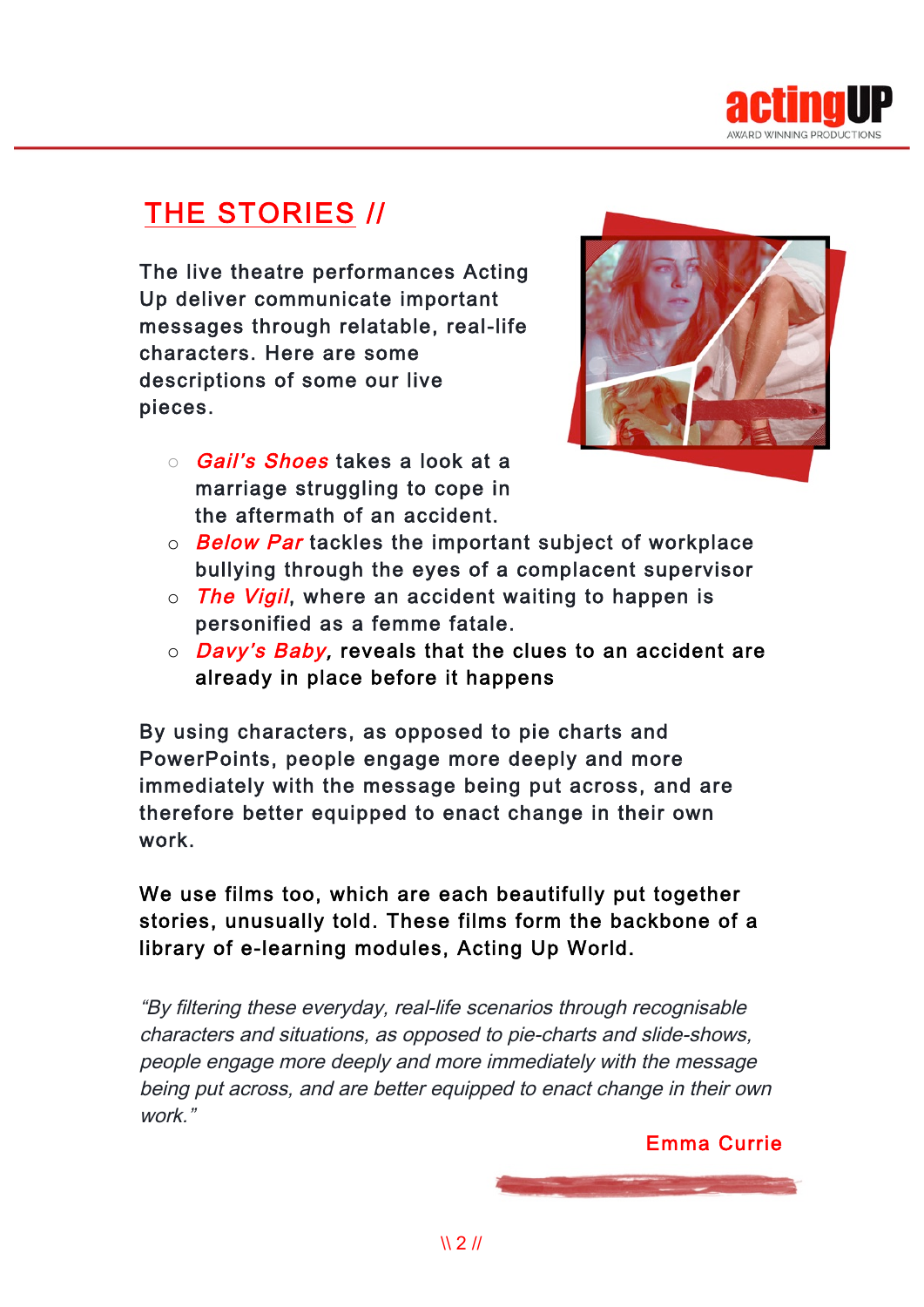## THE STORIES //

The live theatre performances Acting Up deliver communicate important messages through relatable, real-life characters. Here are some descriptions of some our live pieces.

- *Gail's Shoes* takes a look at a marriage struggling to cope in the aftermath of an accident.
- *Below Par* tackles the important subject of workplace bullying through the eyes of a complacent supervisor
- *The Vigil*, where an accident waiting to happen is personified as a femme fatale.
- *Davy's Baby*, reveals that the clues to an accident are already in place before it happens

By using characters, as opposed to pie charts and PowerPoints, people engage more deeply and more immediately with the message being put across, and are therefore better equipped to enact change in their own work.

We use films too, which are each beautifully put together stories, unusually told. These films form the backbone of a library of e-learning modules, Acting Up World.

*"By filtering these everyday, real-life scenarios through recognisable characters and situations, as opposed to pie-charts and slide-shows, people engage more deeply and more immediately with the message being put across, and are better equipped to enact change in their own work."*

Emma Currie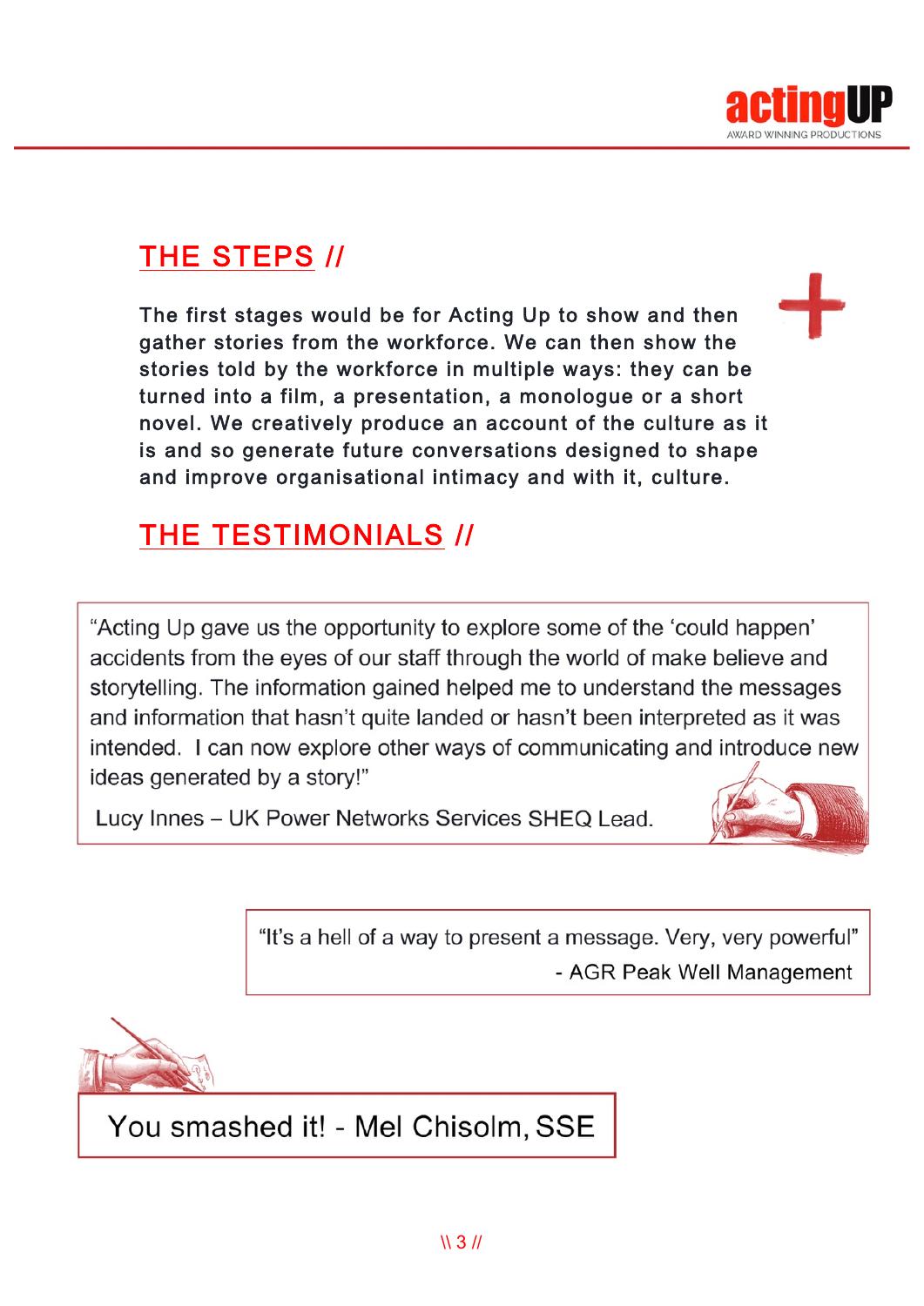## THE STEPS //

The first stages would be for Acting Up to show and then gather stories from the workforce. We can then show the stories told by the workforce in multiple ways: they can be turned into a film, a presentation, a monologue or a short novel. We creatively produce an account of the culture as it is and so generate future conversations designed to shape and improve organisational intimacy and with it, culture.

## THE TESTIMONIALS //

"Acting Up gave us the opportunity to explore some of the 'could happen' accidents from the eyes of our staff through the world of make believe and storytelling. The information gained helped me to understand the messages and information that hasn't quite landed or hasn't been interpreted as it was intended. I can now explore other ways of communicating and introduce new ideas generated by a story!"

Lucy Innes – UK Power Networks Services SHEQ Lead.

"It's a hell of a way to present a message. Very, very powerful"

\- AGR Peak Well Management

You smashed it! - Mel Chisolm, SSE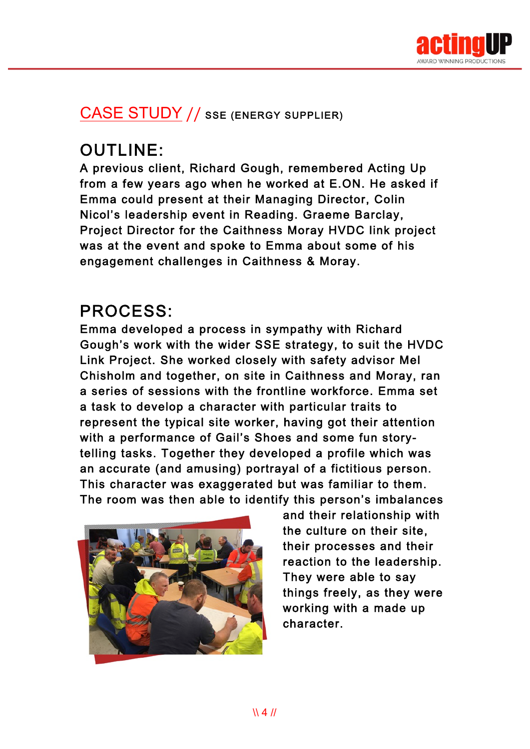## CASE STUDY // SSE (ENERGY SUPPLIER)

## OUTLINE:

A previous client, Richard Gough, remembered Acting Up from a few years ago when he worked at E.ON. He asked if Emma could present at their Managing Director, Colin Nicol's leadership event in Reading. Graeme Barclay, Project Director for the Caithness Moray HVDC link project was at the event and spoke to Emma about some of his engagement challenges in Caithness & Moray.

## PROCESS:

Emma developed a process in sympathy with Richard Gough's work with the wider SSE strategy, to suit the HVDC Link Project. She worked closely with safety advisor Mel Chisholm and together, on site in Caithness and Moray, ran a series of sessions with the frontline workforce. Emma set a task to develop a character with particular traits to represent the typical site worker, having got their attention with a performance of Gail's Shoes and some fun story-telling tasks. Together they developed a profile which was an accurate (and amusing) portrayal of a fictitious person. This character was exaggerated but was familiar to them. The room was then able to identify this person's imbalances and their relationship with the culture on their site, their processes and their reaction to the leadership. They were able to say things freely, as they were working with a made up character.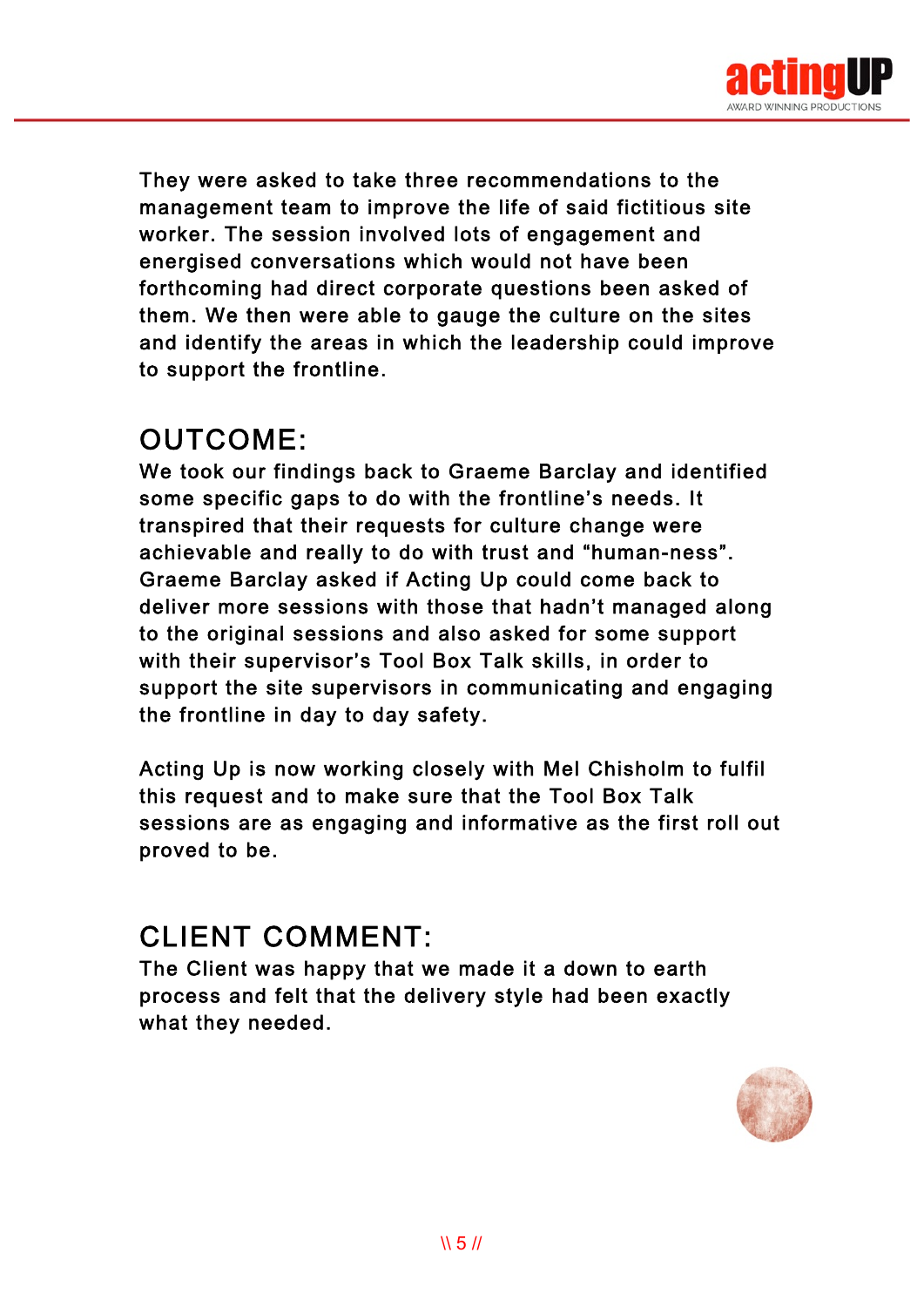They were asked to take three recommendations to the management team to improve the life of said fictitious site worker. The session involved lots of engagement and energised conversations which would not have been forthcoming had direct corporate questions been asked of them. We then were able to gauge the culture on the sites and identify the areas in which the leadership could improve to support the frontline.

## OUTCOME:

We took our findings back to Graeme Barclay and identified some specific gaps to do with the frontline's needs. It transpired that their requests for culture change were achievable and really to do with trust and "human-ness". Graeme Barclay asked if Acting Up could come back to deliver more sessions with those that hadn't managed along to the original sessions and also asked for some support with their supervisor's Tool Box Talk skills, in order to support the site supervisors in communicating and engaging the frontline in day to day safety.

Acting Up is now working closely with Mel Chisholm to fulfil this request and to make sure that the Tool Box Talk sessions are as engaging and informative as the first roll out proved to be.

## CLIENT COMMENT:

The Client was happy that we made it a down to earth process and felt that the delivery style had been exactly what they needed.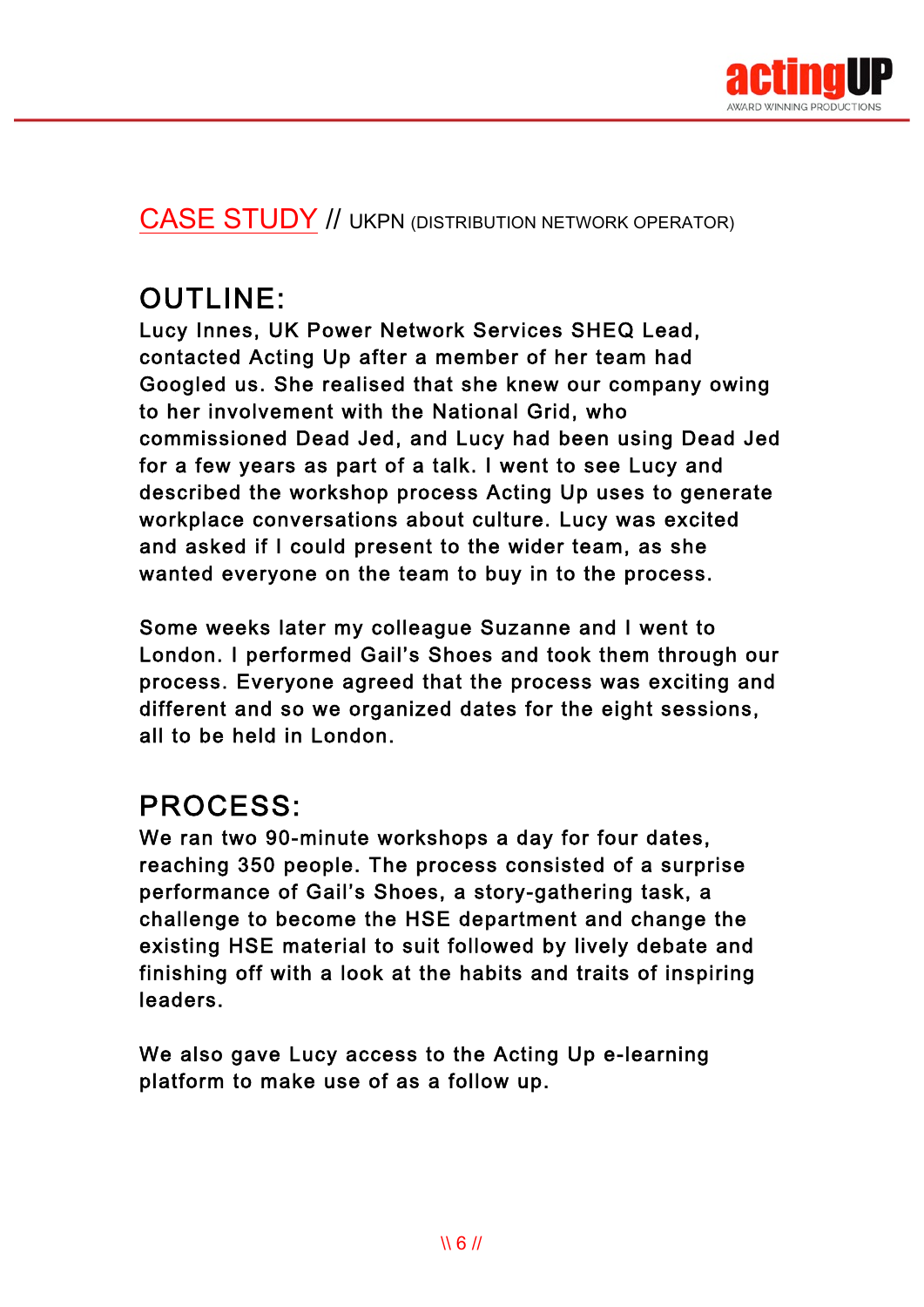## CASE STUDY // UKPN (DISTRIBUTION NETWORK OPERATOR)

## OUTLINE:

Lucy Innes, UK Power Network Services SHEQ Lead, contacted Acting Up after a member of her team had Googled us. She realised that she knew our company owing to her involvement with the National Grid, who commissioned Dead Jed, and Lucy had been using Dead Jed for a few years as part of a talk. I went to see Lucy and described the workshop process Acting Up uses to generate workplace conversations about culture. Lucy was excited and asked if I could present to the wider team, as she wanted everyone on the team to buy in to the process.

Some weeks later my colleague Suzanne and I went to London. I performed Gail's Shoes and took them through our process. Everyone agreed that the process was exciting and different and so we organized dates for the eight sessions, all to be held in London.

## PROCESS:

We ran two 90-minute workshops a day for four dates, reaching 350 people. The process consisted of a surprise performance of Gail's Shoes, a story-gathering task, a challenge to become the HSE department and change the existing HSE material to suit followed by lively debate and finishing off with a look at the habits and traits of inspiring leaders.

We also gave Lucy access to the Acting Up e-learning platform to make use of as a follow up.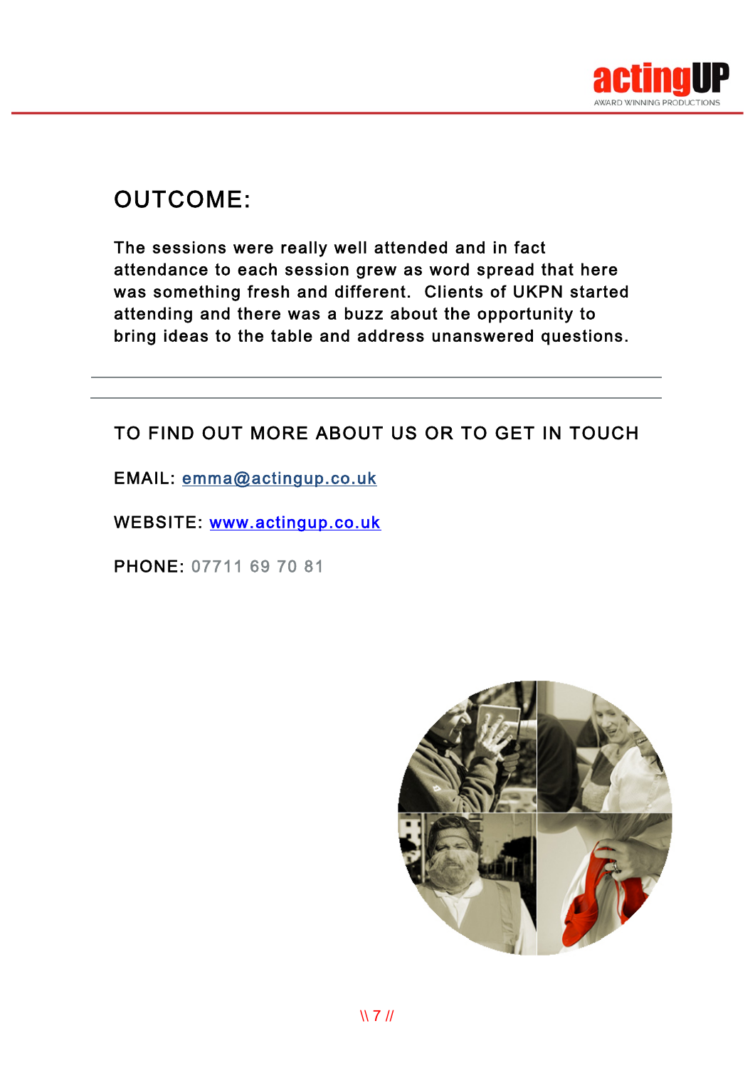## OUTCOME:

The sessions were really well attended and in fact attendance to each session grew as word spread that here was something fresh and different. Clients of UKPN started attending and there was a buzz about the opportunity to bring ideas to the table and address unanswered questions.

---

### TO FIND OUT MORE ABOUT US OR TO GET IN TOUCH

EMAIL: emma@actingup.co.uk

WEBSITE: www.actingup.co.uk

PHONE: 07711 69 70 81